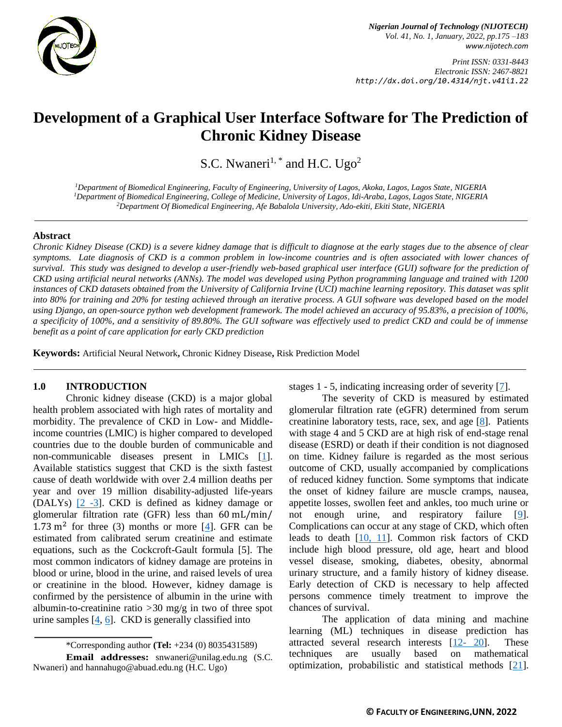# Development of a Graphical User Interface Software for The Prediction of Chronic Kidney Disease

S.C. Nwaneri[1, *] and H.C. Ugo[2]

[1]Department of Biomedical Engineering, Faculty of Engineering, University of Lagos, Akoka, Lagos, Lagos State, NIGERIA
[1]Department of Biomedical Engineering, College of Medicine, University of Lagos, Idi-Araba, Lagos, Lagos State, NIGERIA
[2]Department Of Biomedical Engineering, Afe Babalola University, Ado-ekiti, Ekiti State, NIGERIA

## Abstract

*Chronic Kidney Disease (CKD) is a severe kidney damage that is difficult to diagnose at the early stages due to the absence of clear symptoms. Late diagnosis of CKD is a common problem in low-income countries and is often associated with lower chances of survival. This study was designed to develop a user-friendly web-based graphical user interface (GUI) software for the prediction of CKD using artificial neural networks (ANNs). The model was developed using Python programming language and trained with 1200 instances of CKD datasets obtained from the University of California Irvine (UCI) machine learning repository. This dataset was split into 80% for training and 20% for testing achieved through an iterative process. A GUI software was developed based on the model using Django, an open-source python web development framework. The model achieved an accuracy of 95.83%, a precision of 100%, a specificity of 100%, and a sensitivity of 89.80%. The GUI software was effectively used to predict CKD and could be of immense benefit as a point of care application for early CKD prediction*

**Keywords:** Artificial Neural Network**,** Chronic Kidney Disease**,** Risk Prediction Model

## 1.0 INTRODUCTION

Chronic kidney disease (CKD) is a major global health problem associated with high rates of mortality and morbidity. The prevalence of CKD in Low- and Middle-income countries (LMIC) is higher compared to developed countries due to the double burden of communicable and non-communicable diseases present in LMICs [1]. Available statistics suggest that CKD is the sixth fastest cause of death worldwide with over 2.4 million deaths per year and over 19 million disability-adjusted life-years (DALYs) [2 -3]. CKD is defined as kidney damage or glomerular filtration rate (GFR) less than $60\,\text{mL/min}/1.73\,\text{m}^2$ for three (3) months or more [4]. GFR can be estimated from calibrated serum creatinine and estimate equations, such as the Cockcroft-Gault formula [5]. The most common indicators of kidney damage are proteins in blood or urine, blood in the urine, and raised levels of urea or creatinine in the blood. However, kidney damage is confirmed by the persistence of albumin in the urine with albumin-to-creatinine ratio >30 mg/g in two of three spot urine samples [4, 6]. CKD is generally classified into stages 1 - 5, indicating increasing order of severity [7].

The severity of CKD is measured by estimated glomerular filtration rate (eGFR) determined from serum creatinine laboratory tests, race, sex, and age [8]. Patients with stage 4 and 5 CKD are at high risk of end-stage renal disease (ESRD) or death if their condition is not diagnosed on time. Kidney failure is regarded as the most serious outcome of CKD, usually accompanied by complications of reduced kidney function. Some symptoms that indicate the onset of kidney failure are muscle cramps, nausea, appetite losses, swollen feet and ankles, too much urine or not enough urine, and respiratory failure [9]. Complications can occur at any stage of CKD, which often leads to death [10, 11]. Common risk factors of CKD include high blood pressure, old age, heart and blood vessel disease, smoking, diabetes, obesity, abnormal urinary structure, and a family history of kidney disease. Early detection of CKD is necessary to help affected persons commence timely treatment to improve the chances of survival.

The application of data mining and machine learning (ML) techniques in disease prediction has attracted several research interests [12- 20]. These techniques are usually based on mathematical optimization, probabilistic and statistical methods [21].

*Corresponding author **(Tel:** +234 (0) 8035431589)

**Email addresses:** snwaneri@unilag.edu.ng (S.C. Nwaneri) and hannahugo@abuad.edu.ng (H.C. Ugo)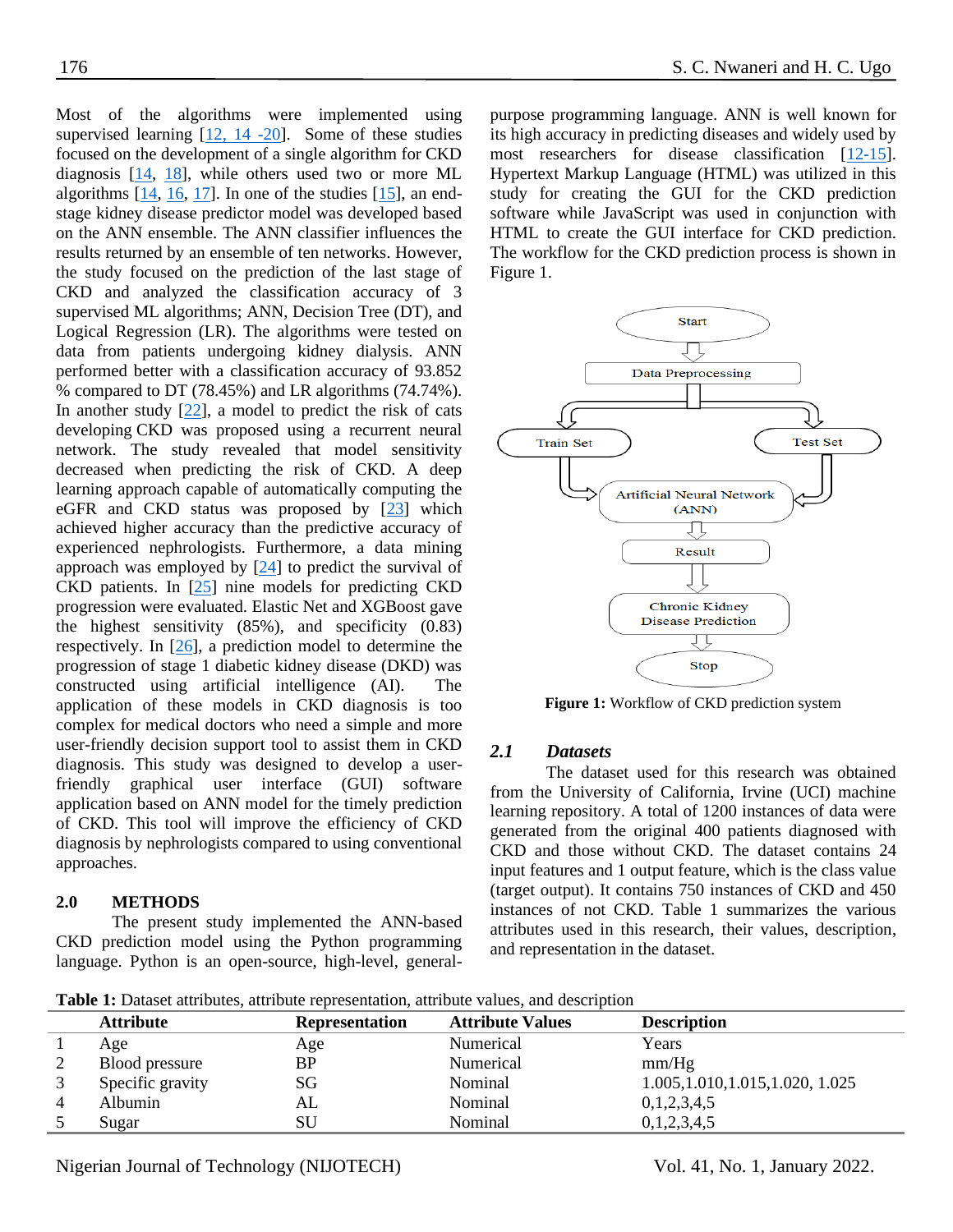Most of the algorithms were implemented using supervised learning [12, 14 -20]. Some of these studies focused on the development of a single algorithm for CKD diagnosis [14, 18], while others used two or more ML algorithms [14, 16, 17]. In one of the studies [15], an end-stage kidney disease predictor model was developed based on the ANN ensemble. The ANN classifier influences the results returned by an ensemble of ten networks. However, the study focused on the prediction of the last stage of CKD and analyzed the classification accuracy of 3 supervised ML algorithms; ANN, Decision Tree (DT), and Logical Regression (LR). The algorithms were tested on data from patients undergoing kidney dialysis. ANN performed better with a classification accuracy of 93.852 % compared to DT (78.45%) and LR algorithms (74.74%). In another study [22], a model to predict the risk of cats developing CKD was proposed using a recurrent neural network. The study revealed that model sensitivity decreased when predicting the risk of CKD. A deep learning approach capable of automatically computing the eGFR and CKD status was proposed by [23] which achieved higher accuracy than the predictive accuracy of experienced nephrologists. Furthermore, a data mining approach was employed by [24] to predict the survival of CKD patients. In [25] nine models for predicting CKD progression were evaluated. Elastic Net and XGBoost gave the highest sensitivity (85%), and specificity (0.83) respectively. In [26], a prediction model to determine the progression of stage 1 diabetic kidney disease (DKD) was constructed using artificial intelligence (AI). The application of these models in CKD diagnosis is too complex for medical doctors who need a simple and more user-friendly decision support tool to assist them in CKD diagnosis. This study was designed to develop a user-friendly graphical user interface (GUI) software application based on ANN model for the timely prediction of CKD. This tool will improve the efficiency of CKD diagnosis by nephrologists compared to using conventional approaches.

## 2.0 METHODS

The present study implemented the ANN-based CKD prediction model using the Python programming language. Python is an open-source, high-level, general-purpose programming language. ANN is well known for its high accuracy in predicting diseases and widely used by most researchers for disease classification [12-15]. Hypertext Markup Language (HTML) was utilized in this study for creating the GUI for the CKD prediction software while JavaScript was used in conjunction with HTML to create the GUI interface for CKD prediction. The workflow for the CKD prediction process is shown in Figure 1.

Start → Data Preprocessing → Train Set / Test Set → Artificial Neural Network (ANN) → Result → Chronic Kidney Disease Prediction → Stop

**Figure 1:** Workflow of CKD prediction system

### *2.1 Datasets*

The dataset used for this research was obtained from the University of California, Irvine (UCI) machine learning repository. A total of 1200 instances of data were generated from the original 400 patients diagnosed with CKD and those without CKD. The dataset contains 24 input features and 1 output feature, which is the class value (target output). It contains 750 instances of CKD and 450 instances of not CKD. Table 1 summarizes the various attributes used in this research, their values, description, and representation in the dataset.

**Table 1:** Dataset attributes, attribute representation, attribute values, and description

| | Attribute | Representation | Attribute Values | Description |
|---|---|---|---|---|
| 1 | Age | Age | Numerical | Years |
| 2 | Blood pressure | BP | Numerical | mm/Hg |
| 3 | Specific gravity | SG | Nominal | 1.005,1.010,1.015,1.020, 1.025 |
| 4 | Albumin | AL | Nominal | 0,1,2,3,4,5 |
| 5 | Sugar | SU | Nominal | 0,1,2,3,4,5 |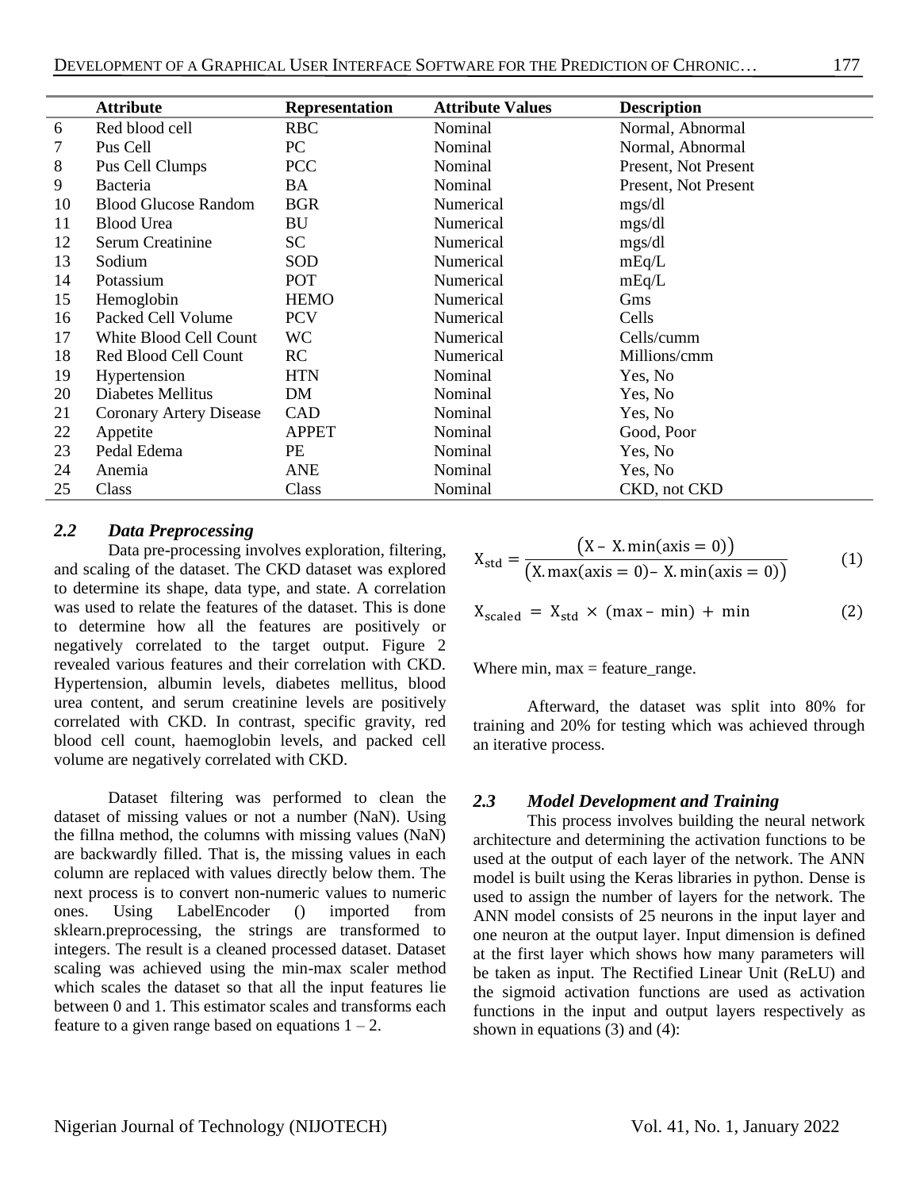|  | Attribute | Representation | Attribute Values | Description |
|---|---|---|---|---|
| 6 | Red blood cell | RBC | Nominal | Normal, Abnormal |
| 7 | Pus Cell | PC | Nominal | Normal, Abnormal |
| 8 | Pus Cell Clumps | PCC | Nominal | Present, Not Present |
| 9 | Bacteria | BA | Nominal | Present, Not Present |
| 10 | Blood Glucose Random | BGR | Numerical | mgs/dl |
| 11 | Blood Urea | BU | Numerical | mgs/dl |
| 12 | Serum Creatinine | SC | Numerical | mgs/dl |
| 13 | Sodium | SOD | Numerical | mEq/L |
| 14 | Potassium | POT | Numerical | mEq/L |
| 15 | Hemoglobin | HEMO | Numerical | Gms |
| 16 | Packed Cell Volume | PCV | Numerical | Cells |
| 17 | White Blood Cell Count | WC | Numerical | Cells/cumm |
| 18 | Red Blood Cell Count | RC | Numerical | Millions/cmm |
| 19 | Hypertension | HTN | Nominal | Yes, No |
| 20 | Diabetes Mellitus | DM | Nominal | Yes, No |
| 21 | Coronary Artery Disease | CAD | Nominal | Yes, No |
| 22 | Appetite | APPET | Nominal | Good, Poor |
| 23 | Pedal Edema | PE | Nominal | Yes, No |
| 24 | Anemia | ANE | Nominal | Yes, No |
| 25 | Class | Class | Nominal | CKD, not CKD |

### *2.2 Data Preprocessing*

Data pre-processing involves exploration, filtering, and scaling of the dataset. The CKD dataset was explored to determine its shape, data type, and state. A correlation was used to relate the features of the dataset. This is done to determine how all the features are positively or negatively correlated to the target output. Figure 2 revealed various features and their correlation with CKD. Hypertension, albumin levels, diabetes mellitus, blood urea content, and serum creatinine levels are positively correlated with CKD. In contrast, specific gravity, red blood cell count, haemoglobin levels, and packed cell volume are negatively correlated with CKD.

Dataset filtering was performed to clean the dataset of missing values or not a number (NaN). Using the fillna method, the columns with missing values (NaN) are backwardly filled. That is, the missing values in each column are replaced with values directly below them. The next process is to convert non-numeric values to numeric ones. Using LabelEncoder () imported from sklearn.preprocessing, the strings are transformed to integers. The result is a cleaned processed dataset. Dataset scaling was achieved using the min-max scaler method which scales the dataset so that all the input features lie between 0 and 1. This estimator scales and transforms each feature to a given range based on equations 1 – 2.

$$X_{std} = \frac{(X - X.\min(axis = 0))}{(X.\max(axis = 0) - X.\min(axis = 0))} \qquad (1)$$

$$X_{scaled} = X_{std} \times (\max - \min) + \min \qquad (2)$$

Where min, max = feature_range.

Afterward, the dataset was split into 80% for training and 20% for testing which was achieved through an iterative process.

### *2.3 Model Development and Training*

This process involves building the neural network architecture and determining the activation functions to be used at the output of each layer of the network. The ANN model is built using the Keras libraries in python. Dense is used to assign the number of layers for the network. The ANN model consists of 25 neurons in the input layer and one neuron at the output layer. Input dimension is defined at the first layer which shows how many parameters will be taken as input. The Rectified Linear Unit (ReLU) and the sigmoid activation functions are used as activation functions in the input and output layers respectively as shown in equations (3) and (4):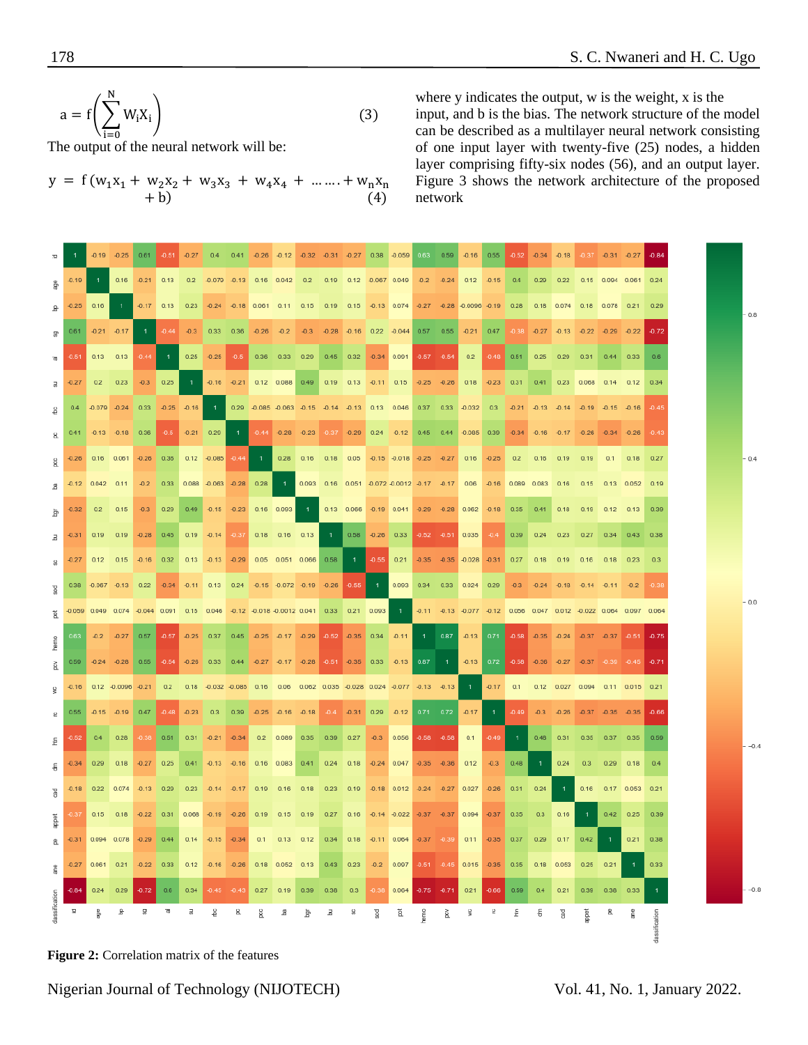$$a = f\left(\sum_{i=0}^{N} W_i X_i\right) \tag{3}$$

The output of the neural network will be:

$$y = f(w_1x_1 + w_2x_2 + w_3x_3 + w_4x_4 + \ldots\ldots + w_nx_n + b) \tag{4}$$

where y indicates the output, w is the weight, x is the input, and b is the bias. The network structure of the model can be described as a multilayer neural network consisting of one input layer with twenty-five (25) nodes, a hidden layer comprising fifty-six nodes (56), and an output layer. Figure 3 shows the network architecture of the proposed network

**Figure 2:** Correlation matrix of the features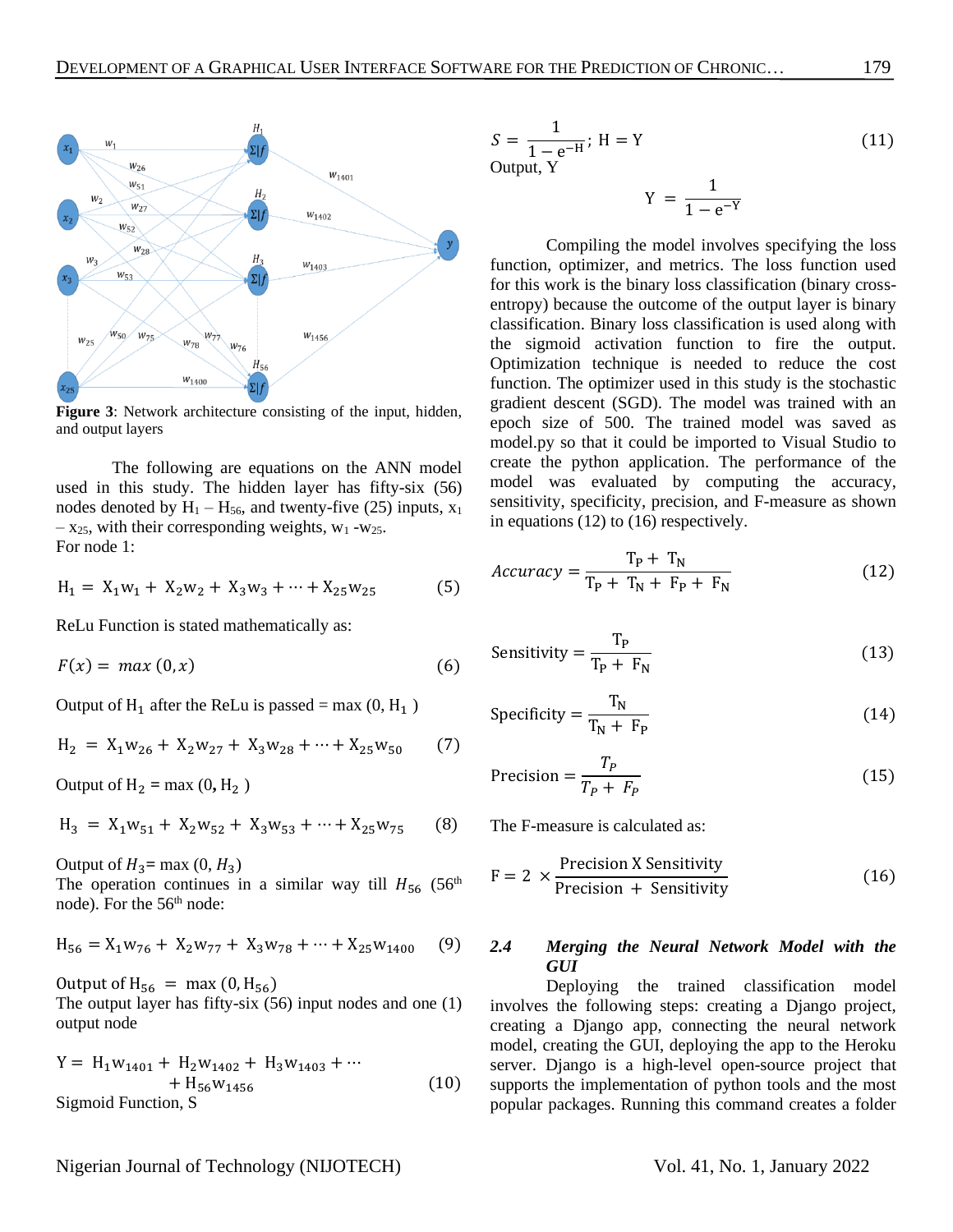Figure 3: Network architecture consisting of the input, hidden, and output layers

The following are equations on the ANN model used in this study. The hidden layer has fifty-six (56) nodes denoted by $H_1 - H_{56}$, and twenty-five (25) inputs, $x_1 - x_{25}$, with their corresponding weights, $w_1$ -$w_{25}$.
For node 1:

$$H_1 = X_1w_1 + X_2w_2 + X_3w_3 + \cdots + X_{25}w_{25} \quad (5)$$

ReLu Function is stated mathematically as:

$$F(x) = max\,(0, x) \quad (6)$$

Output of $H_1$ after the ReLu is passed = max (0, $H_1$ )

$$H_2 = X_1w_{26} + X_2w_{27} + X_3w_{28} + \cdots + X_{25}w_{50} \quad (7)$$

Output of $H_2$ = max (0, $H_2$ )

$$H_3 = X_1w_{51} + X_2w_{52} + X_3w_{53} + \cdots + X_{25}w_{75} \quad (8)$$

Output of $H_3$= max (0, $H_3$)
The operation continues in a similar way till $H_{56}$ (56th node). For the 56th node:

$$H_{56} = X_1w_{76} + X_2w_{77} + X_3w_{78} + \cdots + X_{25}w_{1400} \quad (9)$$

Output of $H_{56} = \max(0, H_{56})$
The output layer has fifty-six (56) input nodes and one (1) output node

$$Y = H_1w_{1401} + H_2w_{1402} + H_3w_{1403} + \cdots + H_{56}w_{1456} \quad (10)$$

Sigmoid Function, S

$$S = \frac{1}{1 - e^{-H}};\; H = Y \quad (11)$$

Output, Y

$$Y = \frac{1}{1 - e^{-Y}}$$

Compiling the model involves specifying the loss function, optimizer, and metrics. The loss function used for this work is the binary loss classification (binary cross-entropy) because the outcome of the output layer is binary classification. Binary loss classification is used along with the sigmoid activation function to fire the output. Optimization technique is needed to reduce the cost function. The optimizer used in this study is the stochastic gradient descent (SGD). The model was trained with an epoch size of 500. The trained model was saved as model.py so that it could be imported to Visual Studio to create the python application. The performance of the model was evaluated by computing the accuracy, sensitivity, specificity, precision, and F-measure as shown in equations (12) to (16) respectively.

$$Accuracy = \frac{T_P + T_N}{T_P + T_N + F_P + F_N} \quad (12)$$

$$\text{Sensitivity} = \frac{T_P}{T_P + F_N} \quad (13)$$

$$\text{Specificity} = \frac{T_N}{T_N + F_P} \quad (14)$$

$$\text{Precision} = \frac{T_P}{T_P + F_P} \quad (15)$$

The F-measure is calculated as:

$$F = 2 \times \frac{\text{Precision X Sensitivity}}{\text{Precision} + \text{Sensitivity}} \quad (16)$$

### *2.4 Merging the Neural Network Model with the GUI*

Deploying the trained classification model involves the following steps: creating a Django project, creating a Django app, connecting the neural network model, creating the GUI, deploying the app to the Heroku server. Django is a high-level open-source project that supports the implementation of python tools and the most popular packages. Running this command creates a folder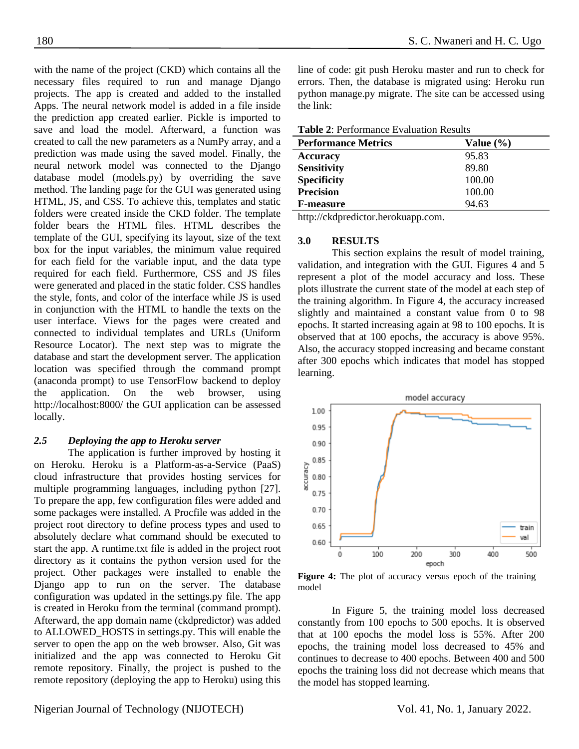with the name of the project (CKD) which contains all the necessary files required to run and manage Django projects. The app is created and added to the installed Apps. The neural network model is added in a file inside the prediction app created earlier. Pickle is imported to save and load the model. Afterward, a function was created to call the new parameters as a NumPy array, and a prediction was made using the saved model. Finally, the neural network model was connected to the Django database model (models.py) by overriding the save method. The landing page for the GUI was generated using HTML, JS, and CSS. To achieve this, templates and static folders were created inside the CKD folder. The template folder bears the HTML files. HTML describes the template of the GUI, specifying its layout, size of the text box for the input variables, the minimum value required for each field for the variable input, and the data type required for each field. Furthermore, CSS and JS files were generated and placed in the static folder. CSS handles the style, fonts, and color of the interface while JS is used in conjunction with the HTML to handle the texts on the user interface. Views for the pages were created and connected to individual templates and URLs (Uniform Resource Locator). The next step was to migrate the database and start the development server. The application location was specified through the command prompt (anaconda prompt) to use TensorFlow backend to deploy the application. On the web browser, using http://localhost:8000/ the GUI application can be assessed locally.

### *2.5 Deploying the app to Heroku server*

The application is further improved by hosting it on Heroku. Heroku is a Platform-as-a-Service (PaaS) cloud infrastructure that provides hosting services for multiple programming languages, including python [27]. To prepare the app, few configuration files were added and some packages were installed. A Procfile was added in the project root directory to define process types and used to absolutely declare what command should be executed to start the app. A runtime.txt file is added in the project root directory as it contains the python version used for the project. Other packages were installed to enable the Django app to run on the server. The database configuration was updated in the settings.py file. The app is created in Heroku from the terminal (command prompt). Afterward, the app domain name (ckdpredictor) was added to ALLOWED_HOSTS in settings.py. This will enable the server to open the app on the web browser. Also, Git was initialized and the app was connected to Heroku Git remote repository. Finally, the project is pushed to the remote repository (deploying the app to Heroku) using this line of code: git push Heroku master and run to check for errors. Then, the database is migrated using: Heroku run python manage.py migrate. The site can be accessed using the link: http://ckdpredictor.herokuapp.com.

**Table 2**: Performance Evaluation Results

| Performance Metrics | Value (%) |
|---|---|
| **Accuracy** | 95.83 |
| **Sensitivity** | 89.80 |
| **Specificity** | 100.00 |
| **Precision** | 100.00 |
| **F-measure** | 94.63 |

## 3.0 RESULTS

This section explains the result of model training, validation, and integration with the GUI. Figures 4 and 5 represent a plot of the model accuracy and loss. These plots illustrate the current state of the model at each step of the training algorithm. In Figure 4, the accuracy increased slightly and maintained a constant value from 0 to 98 epochs. It started increasing again at 98 to 100 epochs. It is observed that at 100 epochs, the accuracy is above 95%. Also, the accuracy stopped increasing and became constant after 300 epochs which indicates that model has stopped learning.

**Figure 4:** The plot of accuracy versus epoch of the training model

In Figure 5, the training model loss decreased constantly from 100 epochs to 500 epochs. It is observed that at 100 epochs the model loss is 55%. After 200 epochs, the training model loss decreased to 45% and continues to decrease to 400 epochs. Between 400 and 500 epochs the training loss did not decrease which means that the model has stopped learning.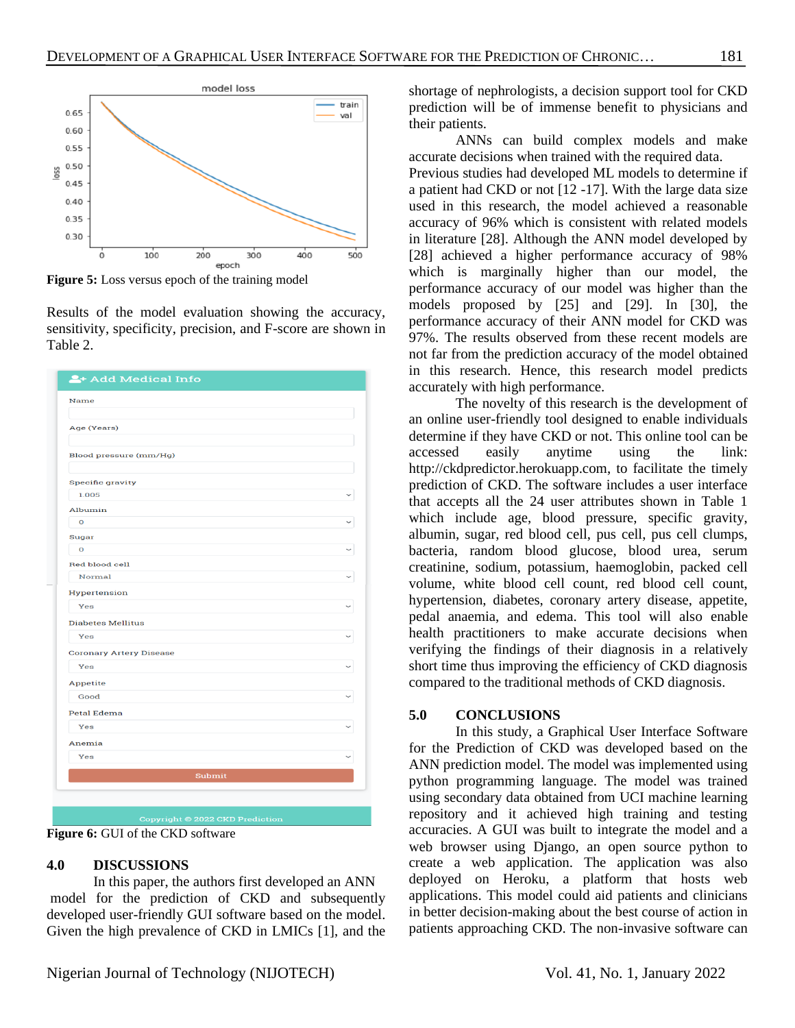Figure 5: Loss versus epoch of the training model

Results of the model evaluation showing the accuracy, sensitivity, specificity, precision, and F-score are shown in Table 2.

**Figure 6:** GUI of the CKD software

## 4.0 DISCUSSIONS

In this paper, the authors first developed an ANN model for the prediction of CKD and subsequently developed user-friendly GUI software based on the model. Given the high prevalence of CKD in LMICs [1], and the shortage of nephrologists, a decision support tool for CKD prediction will be of immense benefit to physicians and their patients.

ANNs can build complex models and make accurate decisions when trained with the required data. Previous studies had developed ML models to determine if a patient had CKD or not [12 -17]. With the large data size used in this research, the model achieved a reasonable accuracy of 96% which is consistent with related models in literature [28]. Although the ANN model developed by [28] achieved a higher performance accuracy of 98% which is marginally higher than our model, the performance accuracy of our model was higher than the models proposed by [25] and [29]. In [30], the performance accuracy of their ANN model for CKD was 97%. The results observed from these recent models are not far from the prediction accuracy of the model obtained in this research. Hence, this research model predicts accurately with high performance.

The novelty of this research is the development of an online user-friendly tool designed to enable individuals determine if they have CKD or not. This online tool can be accessed easily anytime using the link: http://ckdpredictor.herokuapp.com, to facilitate the timely prediction of CKD. The software includes a user interface that accepts all the 24 user attributes shown in Table 1 which include age, blood pressure, specific gravity, albumin, sugar, red blood cell, pus cell, pus cell clumps, bacteria, random blood glucose, blood urea, serum creatinine, sodium, potassium, haemoglobin, packed cell volume, white blood cell count, red blood cell count, hypertension, diabetes, coronary artery disease, appetite, pedal anaemia, and edema. This tool will also enable health practitioners to make accurate decisions when verifying the findings of their diagnosis in a relatively short time thus improving the efficiency of CKD diagnosis compared to the traditional methods of CKD diagnosis.

## 5.0 CONCLUSIONS

In this study, a Graphical User Interface Software for the Prediction of CKD was developed based on the ANN prediction model. The model was implemented using python programming language. The model was trained using secondary data obtained from UCI machine learning repository and it achieved high training and testing accuracies. A GUI was built to integrate the model and a web browser using Django, an open source python to create a web application. The application was also deployed on Heroku, a platform that hosts web applications. This model could aid patients and clinicians in better decision-making about the best course of action in patients approaching CKD. The non-invasive software can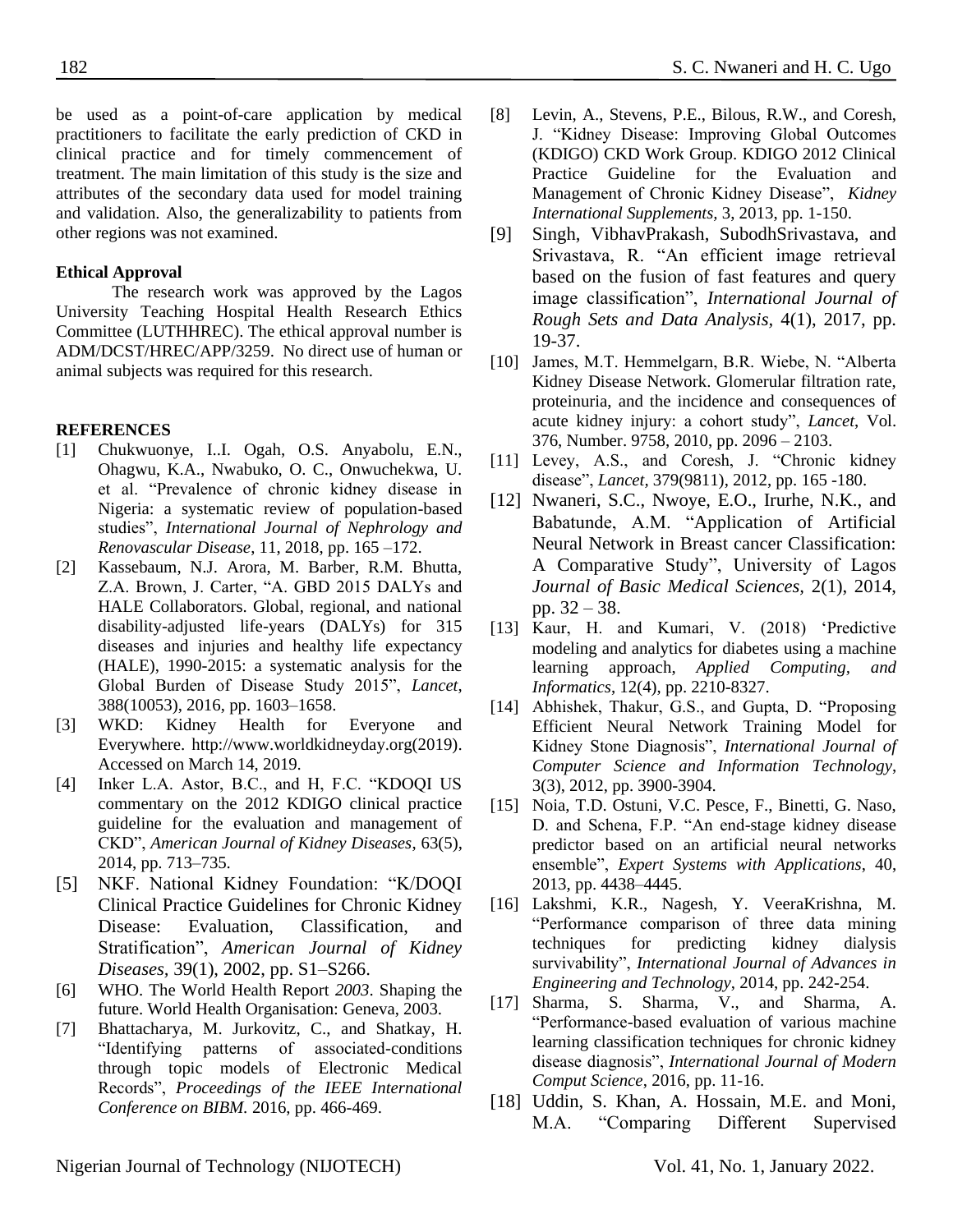be used as a point-of-care application by medical practitioners to facilitate the early prediction of CKD in clinical practice and for timely commencement of treatment. The main limitation of this study is the size and attributes of the secondary data used for model training and validation. Also, the generalizability to patients from other regions was not examined.

**Ethical Approval**

The research work was approved by the Lagos University Teaching Hospital Health Research Ethics Committee (LUTHHREC). The ethical approval number is ADM/DCST/HREC/APP/3259. No direct use of human or animal subjects was required for this research.

**REFERENCES**

[1] Chukwuonye, I.I. Ogah, O.S. Anyabolu, E.N., Ohagwu, K.A., Nwabuko, O. C., Onwuchekwa, U. et al. "Prevalence of chronic kidney disease in Nigeria: a systematic review of population-based studies", *International Journal of Nephrology and Renovascular Disease*, 11, 2018, pp. 165 –172.

[2] Kassebaum, N.J. Arora, M. Barber, R.M. Bhutta, Z.A. Brown, J. Carter, "A. GBD 2015 DALYs and HALE Collaborators. Global, regional, and national disability-adjusted life-years (DALYs) for 315 diseases and injuries and healthy life expectancy (HALE), 1990-2015: a systematic analysis for the Global Burden of Disease Study 2015", *Lancet*, 388(10053), 2016, pp. 1603–1658.

[3] WKD: Kidney Health for Everyone and Everywhere. http://www.worldkidneyday.org(2019). Accessed on March 14, 2019.

[4] Inker L.A. Astor, B.C., and H, F.C. "KDOQI US commentary on the 2012 KDIGO clinical practice guideline for the evaluation and management of CKD", *American Journal of Kidney Diseases*, 63(5), 2014, pp. 713–735.

[5] NKF. National Kidney Foundation: "K/DOQI Clinical Practice Guidelines for Chronic Kidney Disease: Evaluation, Classification, and Stratification", *American Journal of Kidney Diseases*, 39(1), 2002, pp. S1–S266.

[6] WHO. The World Health Report *2003*. Shaping the future. World Health Organisation: Geneva, 2003.

[7] Bhattacharya, M. Jurkovitz, C., and Shatkay, H. "Identifying patterns of associated-conditions through topic models of Electronic Medical Records", *Proceedings of the IEEE International Conference on BIBM.* 2016, pp. 466-469.

[8] Levin, A., Stevens, P.E., Bilous, R.W., and Coresh, J. "Kidney Disease: Improving Global Outcomes (KDIGO) CKD Work Group. KDIGO 2012 Clinical Practice Guideline for the Evaluation and Management of Chronic Kidney Disease", *Kidney International Supplements*, 3, 2013, pp. 1-150.

[9] Singh, VibhavPrakash, SubodhSrivastava, and Srivastava, R. "An efficient image retrieval based on the fusion of fast features and query image classification", *International Journal of Rough Sets and Data Analysis,* 4(1), 2017, pp. 19-37.

[10] James, M.T. Hemmelgarn, B.R. Wiebe, N. "Alberta Kidney Disease Network. Glomerular filtration rate, proteinuria, and the incidence and consequences of acute kidney injury: a cohort study", *Lancet*, Vol. 376, Number. 9758, 2010, pp. 2096 – 2103.

[11] Levey, A.S., and Coresh, J. "Chronic kidney disease", *Lancet,* 379(9811), 2012, pp. 165 -180.

[12] Nwaneri, S.C., Nwoye, E.O., Irurhe, N.K., and Babatunde, A.M. "Application of Artificial Neural Network in Breast cancer Classification: A Comparative Study", University of Lagos *Journal of Basic Medical Sciences,* 2(1), 2014, pp. 32 – 38.

[13] Kaur, H. and Kumari, V. (2018) 'Predictive modeling and analytics for diabetes using a machine learning approach, *Applied Computing, and Informatics*, 12(4), pp. 2210-8327.

[14] Abhishek, Thakur, G.S., and Gupta, D. "Proposing Efficient Neural Network Training Model for Kidney Stone Diagnosis", *International Journal of Computer Science and Information Technology*, 3(3), 2012, pp. 3900-3904.

[15] Noia, T.D. Ostuni, V.C. Pesce, F., Binetti, G. Naso, D. and Schena, F.P. "An end-stage kidney disease predictor based on an artificial neural networks ensemble", *Expert Systems with Applications*, 40, 2013, pp. 4438–4445.

[16] Lakshmi, K.R., Nagesh, Y. VeeraKrishna, M. "Performance comparison of three data mining techniques for predicting kidney dialysis survivability", *International Journal of Advances in Engineering and Technology,* 2014, pp. 242-254.

[17] Sharma, S. Sharma, V., and Sharma, A. "Performance-based evaluation of various machine learning classification techniques for chronic kidney disease diagnosis", *International Journal of Modern Comput Science*, 2016, pp. 11-16.

[18] Uddin, S. Khan, A. Hossain, M.E. and Moni, M.A. "Comparing Different Supervised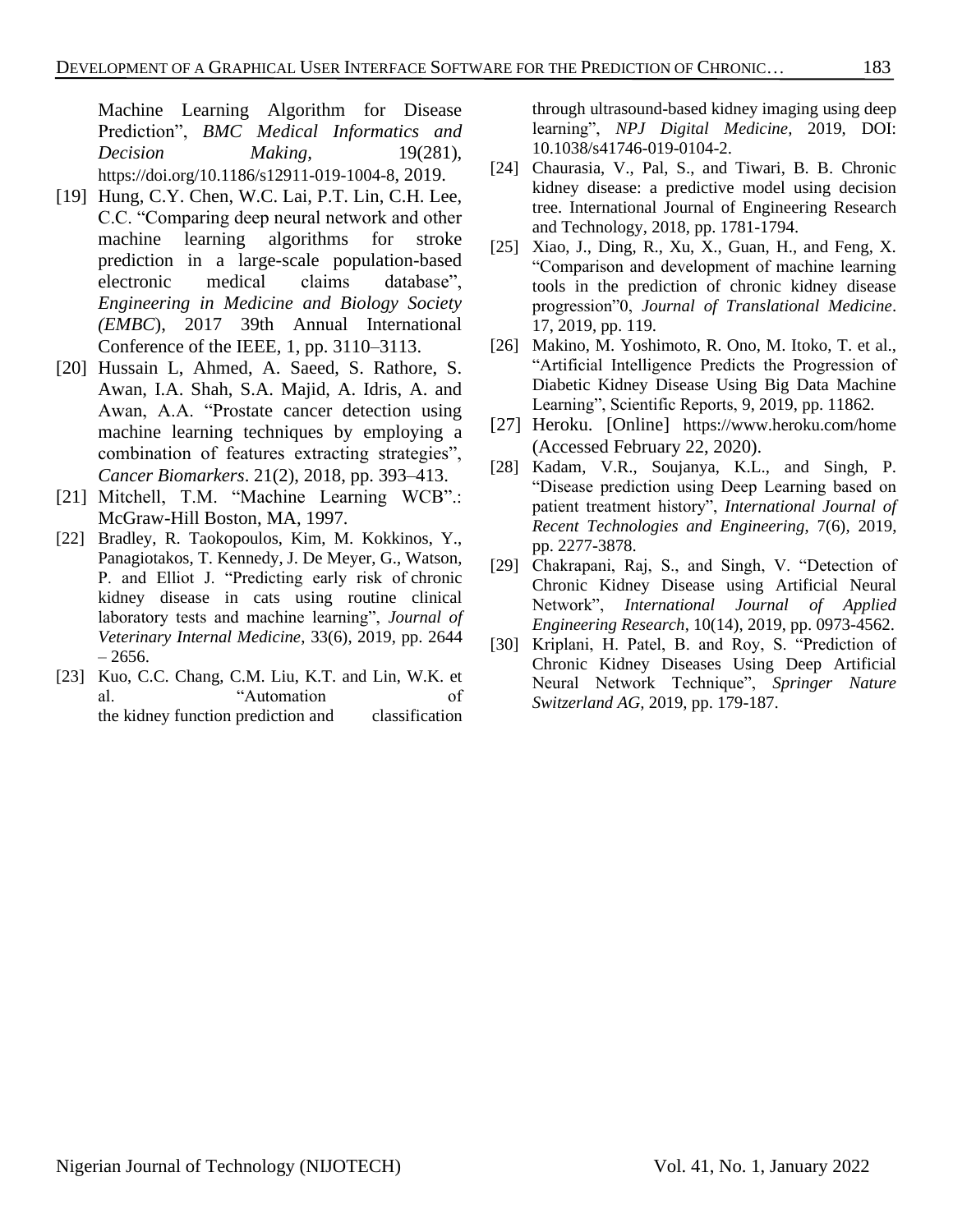Machine Learning Algorithm for Disease Prediction", *BMC Medical Informatics and Decision Making*, 19(281), https://doi.org/10.1186/s12911-019-1004-8, 2019.

[19] Hung, C.Y. Chen, W.C. Lai, P.T. Lin, C.H. Lee, C.C. "Comparing deep neural network and other machine learning algorithms for stroke prediction in a large-scale population-based electronic medical claims database", *Engineering in Medicine and Biology Society (EMBC*), 2017 39th Annual International Conference of the IEEE, 1, pp. 3110–3113.

[20] Hussain L, Ahmed, A. Saeed, S. Rathore, S. Awan, I.A. Shah, S.A. Majid, A. Idris, A. and Awan, A.A. "Prostate cancer detection using machine learning techniques by employing a combination of features extracting strategies", *Cancer Biomarkers*. 21(2), 2018, pp. 393–413.

[21] Mitchell, T.M. "Machine Learning WCB".: McGraw-Hill Boston, MA, 1997.

[22] Bradley, R. Taokopoulos, Kim, M. Kokkinos, Y., Panagiotakos, T. Kennedy, J. De Meyer, G., Watson, P. and Elliot J. "Predicting early risk of chronic kidney disease in cats using routine clinical laboratory tests and machine learning", *Journal of Veterinary Internal Medicine*, 33(6), 2019, pp. 2644 – 2656.

[23] Kuo, C.C. Chang, C.M. Liu, K.T. and Lin, W.K. et al. "Automation of the kidney function prediction and classification through ultrasound-based kidney imaging using deep learning", *NPJ Digital Medicine*, 2019, DOI: 10.1038/s41746-019-0104-2.

[24] Chaurasia, V., Pal, S., and Tiwari, B. B. Chronic kidney disease: a predictive model using decision tree. International Journal of Engineering Research and Technology, 2018, pp. 1781-1794.

[25] Xiao, J., Ding, R., Xu, X., Guan, H., and Feng, X. "Comparison and development of machine learning tools in the prediction of chronic kidney disease progression"0, *Journal of Translational Medicine*. 17, 2019, pp. 119.

[26] Makino, M. Yoshimoto, R. Ono, M. Itoko, T. et al., "Artificial Intelligence Predicts the Progression of Diabetic Kidney Disease Using Big Data Machine Learning", Scientific Reports, 9, 2019, pp. 11862.

[27] Heroku. [Online] https://www.heroku.com/home (Accessed February 22, 2020).

[28] Kadam, V.R., Soujanya, K.L., and Singh, P. "Disease prediction using Deep Learning based on patient treatment history", *International Journal of Recent Technologies and Engineering*, 7(6), 2019, pp. 2277-3878.

[29] Chakrapani, Raj, S., and Singh, V. "Detection of Chronic Kidney Disease using Artificial Neural Network", *International Journal of Applied Engineering Research*, 10(14), 2019, pp. 0973-4562.

[30] Kriplani, H. Patel, B. and Roy, S. "Prediction of Chronic Kidney Diseases Using Deep Artificial Neural Network Technique", *Springer Nature Switzerland AG,* 2019, pp. 179-187.